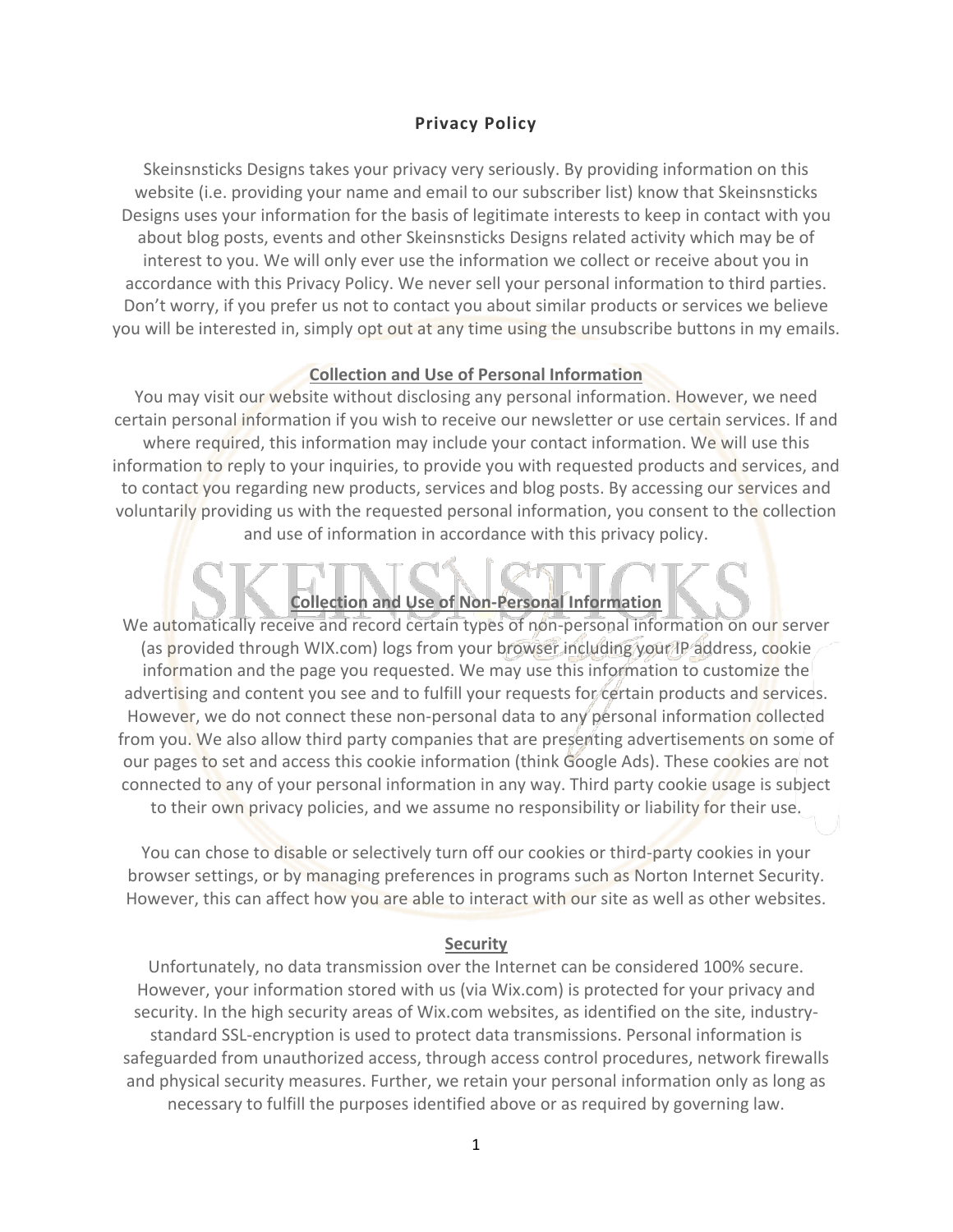# Privacy Policy

Skeinsnsticks Designs takes your privacy very seriously. By providing information on this website (i.e. providing your name and email to our subscriber list) know that Skeinsnsticks Designs uses your information for the basis of legitimate interests to keep in contact with you about blog posts, events and other Skeinsnsticks Designs related activity which may be of interest to you. We will only ever use the information we collect or receive about you in accordance with this Privacy Policy. We never sell your personal information to third parties. Don't worry, if you prefer us not to contact you about similar products or services we believe you will be interested in, simply opt out at any time using the unsubscribe buttons in my emails.

## Collection and Use of Personal Information

You may visit our website without disclosing any personal information. However, we need certain personal information if you wish to receive our newsletter or use certain services. If and where required, this information may include your contact information. We will use this information to reply to your inquiries, to provide you with requested products and services, and to contact you regarding new products, services and blog posts. By accessing our services and voluntarily providing us with the requested personal information, you consent to the collection and use of information in accordance with this privacy policy.

## Collection and Use of Non-Personal Information

We automatically receive and record certain types of non-personal information on our server (as provided through WIX.com) logs from your browser including your IP address, cookie information and the page you requested. We may use this information to customize the advertising and content you see and to fulfill your requests for certain products and services. However, we do not connect these non-personal data to any personal information collected from you. We also allow third party companies that are presenting advertisements on some of our pages to set and access this cookie information (think Google Ads). These cookies are not connected to any of your personal information in any way. Third party cookie usage is subject to their own privacy policies, and we assume no responsibility or liability for their use.

You can chose to disable or selectively turn off our cookies or third-party cookies in your browser settings, or by managing preferences in programs such as Norton Internet Security. However, this can affect how you are able to interact with our site as well as other websites.

## Security

Unfortunately, no data transmission over the Internet can be considered 100% secure. However, your information stored with us (via Wix.com) is protected for your privacy and security. In the high security areas of Wix.com websites, as identified on the site, industry-standard SSL-encryption is used to protect data transmissions. Personal information is safeguarded from unauthorized access, through access control procedures, network firewalls and physical security measures. Further, we retain your personal information only as long as necessary to fulfill the purposes identified above or as required by governing law.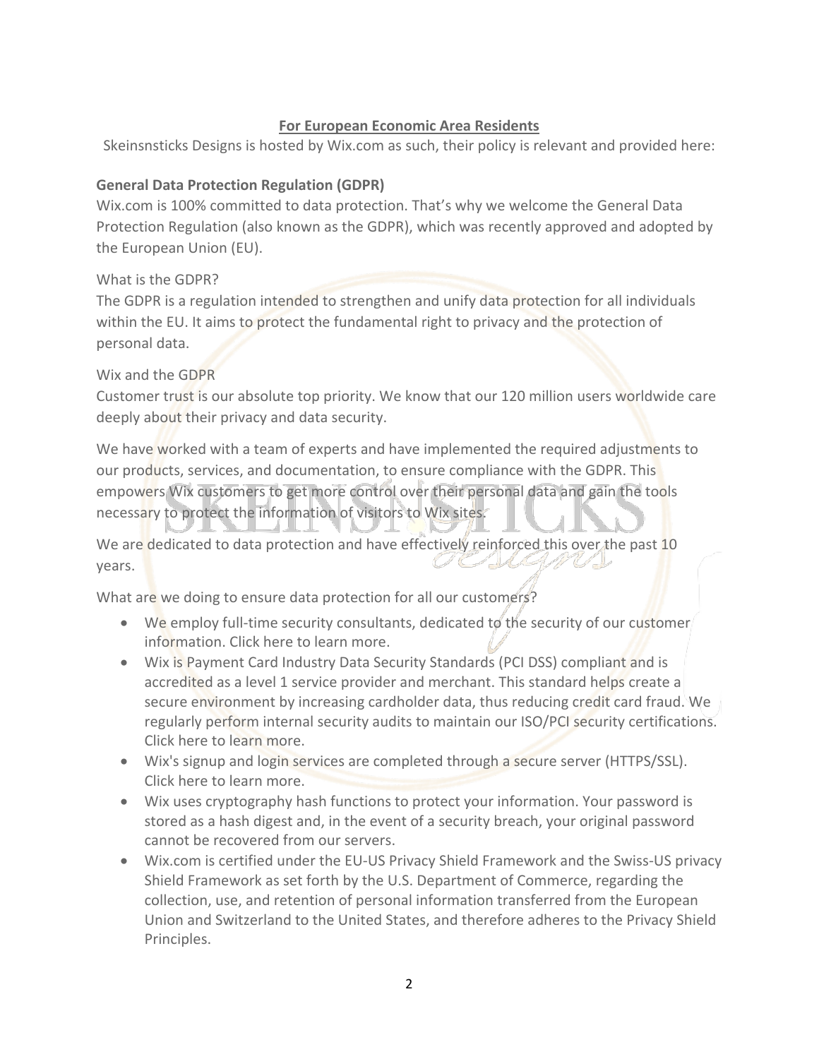## For European Economic Area Residents

Skeinsnsticks Designs is hosted by Wix.com as such, their policy is relevant and provided here:

### General Data Protection Regulation (GDPR)

Wix.com is 100% committed to data protection. That's why we welcome the General Data Protection Regulation (also known as the GDPR), which was recently approved and adopted by the European Union (EU).

What is the GDPR?

The GDPR is a regulation intended to strengthen and unify data protection for all individuals within the EU. It aims to protect the fundamental right to privacy and the protection of personal data.

Wix and the GDPR

Customer trust is our absolute top priority. We know that our 120 million users worldwide care deeply about their privacy and data security.

We have worked with a team of experts and have implemented the required adjustments to our products, services, and documentation, to ensure compliance with the GDPR. This empowers Wix customers to get more control over their personal data and gain the tools necessary to protect the information of visitors to Wix sites.

We are dedicated to data protection and have effectively reinforced this over the past 10 years.

What are we doing to ensure data protection for all our customers?

- We employ full-time security consultants, dedicated to the security of our customer information. Click here to learn more.
- Wix is Payment Card Industry Data Security Standards (PCI DSS) compliant and is accredited as a level 1 service provider and merchant. This standard helps create a secure environment by increasing cardholder data, thus reducing credit card fraud. We regularly perform internal security audits to maintain our ISO/PCI security certifications. Click here to learn more.
- Wix's signup and login services are completed through a secure server (HTTPS/SSL). Click here to learn more.
- Wix uses cryptography hash functions to protect your information. Your password is stored as a hash digest and, in the event of a security breach, your original password cannot be recovered from our servers.
- Wix.com is certified under the EU-US Privacy Shield Framework and the Swiss-US privacy Shield Framework as set forth by the U.S. Department of Commerce, regarding the collection, use, and retention of personal information transferred from the European Union and Switzerland to the United States, and therefore adheres to the Privacy Shield Principles.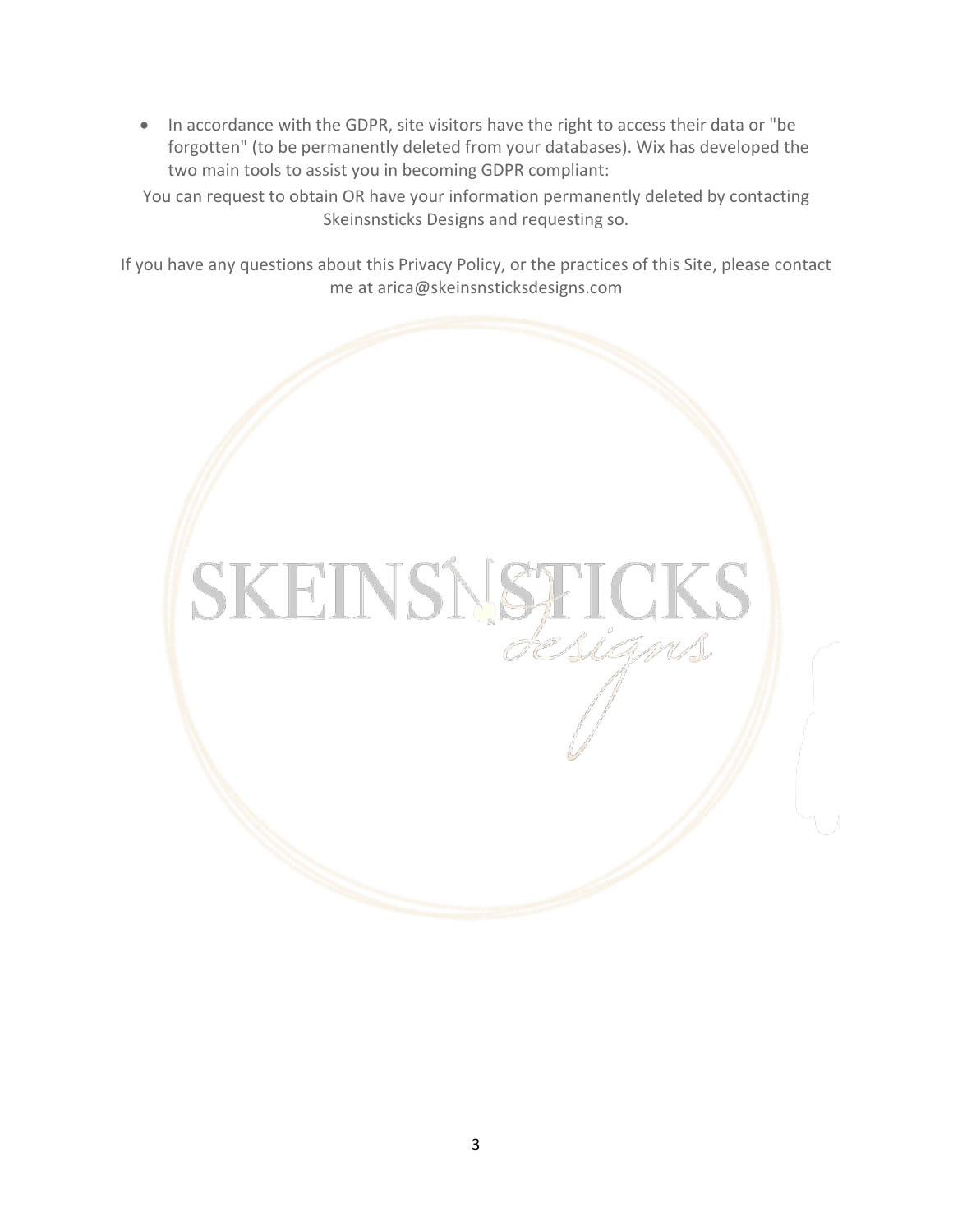- In accordance with the GDPR, site visitors have the right to access their data or "be forgotten" (to be permanently deleted from your databases). Wix has developed the two main tools to assist you in becoming GDPR compliant:

You can request to obtain OR have your information permanently deleted by contacting Skeinsnsticks Designs and requesting so.

If you have any questions about this Privacy Policy, or the practices of this Site, please contact me at arica@skeinsnsticksdesigns.com